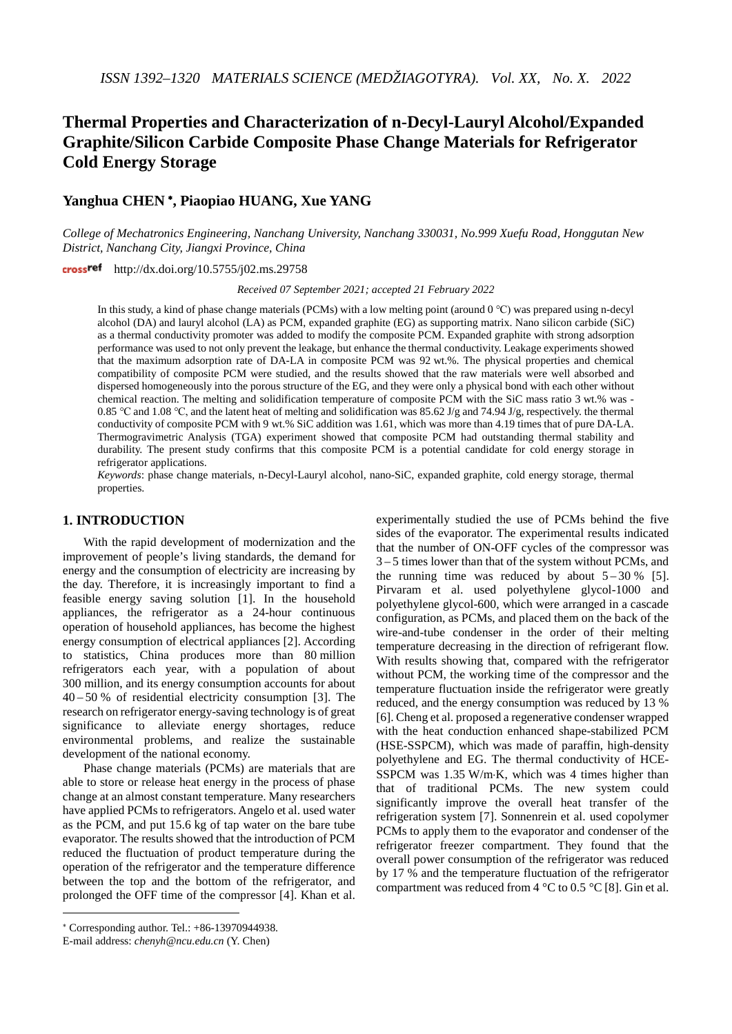# Thermal Properties and Characterization of n-Decyl-Lauryl Alcohol/Expanded Graphite/Silicon Carbide Composite Phase Change Materials for Refrigerator Cold Energy Storage

## Yanghua CHEN*, Piaopiao HUANG, Xue YANG

*College of Mechatronics Engineering, Nanchang University, Nanchang 330031, No.999 Xuefu Road, Honggutan New District, Nanchang City, Jiangxi Province, China*

http://dx.doi.org/10.5755/j02.ms.29758

*Received 07 September 2021; accepted 21 February 2022*

In this study, a kind of phase change materials (PCMs) with a low melting point (around 0 °C) was prepared using n-decyl alcohol (DA) and lauryl alcohol (LA) as PCM, expanded graphite (EG) as supporting matrix. Nano silicon carbide (SiC) as a thermal conductivity promoter was added to modify the composite PCM. Expanded graphite with strong adsorption performance was used to not only prevent the leakage, but enhance the thermal conductivity. Leakage experiments showed that the maximum adsorption rate of DA-LA in composite PCM was 92 wt.%. The physical properties and chemical compatibility of composite PCM were studied, and the results showed that the raw materials were well absorbed and dispersed homogeneously into the porous structure of the EG, and they were only a physical bond with each other without chemical reaction. The melting and solidification temperature of composite PCM with the SiC mass ratio 3 wt.% was -0.85 °C and 1.08 °C, and the latent heat of melting and solidification was 85.62 J/g and 74.94 J/g, respectively. the thermal conductivity of composite PCM with 9 wt.% SiC addition was 1.61, which was more than 4.19 times that of pure DA-LA. Thermogravimetric Analysis (TGA) experiment showed that composite PCM had outstanding thermal stability and durability. The present study confirms that this composite PCM is a potential candidate for cold energy storage in refrigerator applications.

*Keywords*: phase change materials, n-Decyl-Lauryl alcohol, nano-SiC, expanded graphite, cold energy storage, thermal properties.

## 1. INTRODUCTION

With the rapid development of modernization and the improvement of people's living standards, the demand for energy and the consumption of electricity are increasing by the day. Therefore, it is increasingly important to find a feasible energy saving solution [1]. In the household appliances, the refrigerator as a 24-hour continuous operation of household appliances, has become the highest energy consumption of electrical appliances [2]. According to statistics, China produces more than 80 million refrigerators each year, with a population of about 300 million, and its energy consumption accounts for about 40 – 50 % of residential electricity consumption [3]. The research on refrigerator energy-saving technology is of great significance to alleviate energy shortages, reduce environmental problems, and realize the sustainable development of the national economy.

Phase change materials (PCMs) are materials that are able to store or release heat energy in the process of phase change at an almost constant temperature. Many researchers have applied PCMs to refrigerators. Angelo et al. used water as the PCM, and put 15.6 kg of tap water on the bare tube evaporator. The results showed that the introduction of PCM reduced the fluctuation of product temperature during the operation of the refrigerator and the temperature difference between the top and the bottom of the refrigerator, and prolonged the OFF time of the compressor [4]. Khan et al. experimentally studied the use of PCMs behind the five sides of the evaporator. The experimental results indicated that the number of ON-OFF cycles of the compressor was 3 – 5 times lower than that of the system without PCMs, and the running time was reduced by about 5 – 30 % [5]. Pirvaram et al. used polyethylene glycol-1000 and polyethylene glycol-600, which were arranged in a cascade configuration, as PCMs, and placed them on the back of the wire-and-tube condenser in the order of their melting temperature decreasing in the direction of refrigerant flow. With results showing that, compared with the refrigerator without PCM, the working time of the compressor and the temperature fluctuation inside the refrigerator were greatly reduced, and the energy consumption was reduced by 13 % [6]. Cheng et al. proposed a regenerative condenser wrapped with the heat conduction enhanced shape-stabilized PCM (HSE-SSPCM), which was made of paraffin, high-density polyethylene and EG. The thermal conductivity of HCE-SSPCM was 1.35 W/m·K, which was 4 times higher than that of traditional PCMs. The new system could significantly improve the overall heat transfer of the refrigeration system [7]. Sonnenrein et al. used copolymer PCMs to apply them to the evaporator and condenser of the refrigerator freezer compartment. They found that the overall power consumption of the refrigerator was reduced by 17 % and the temperature fluctuation of the refrigerator compartment was reduced from 4 °C to 0.5 °C [8]. Gin et al.

---

* Corresponding author. Tel.: +86-13970944938.
E-mail address: *chenyh@ncu.edu.cn* (Y. Chen)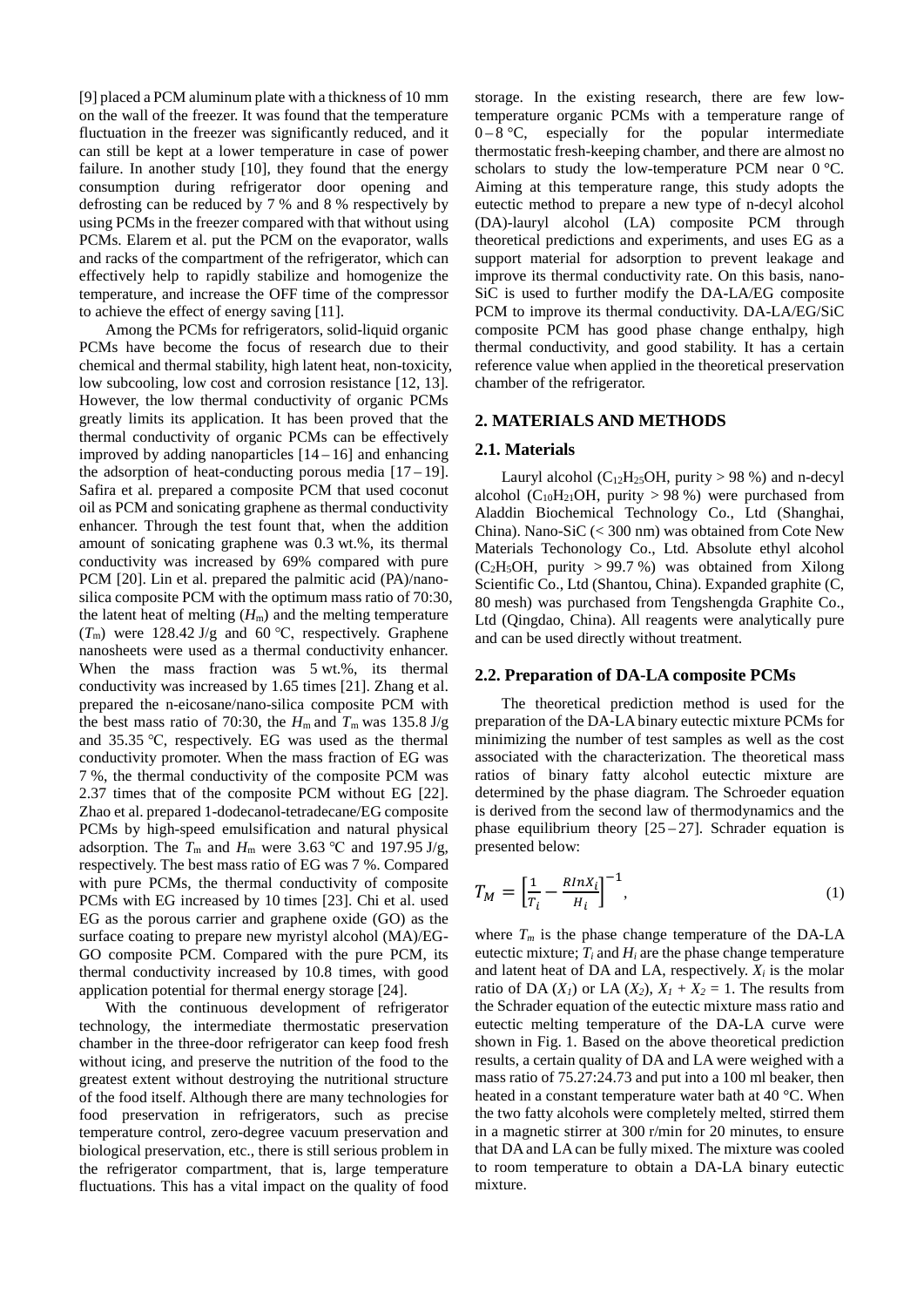[9] placed a PCM aluminum plate with a thickness of 10 mm on the wall of the freezer. It was found that the temperature fluctuation in the freezer was significantly reduced, and it can still be kept at a lower temperature in case of power failure. In another study [10], they found that the energy consumption during refrigerator door opening and defrosting can be reduced by 7 % and 8 % respectively by using PCMs in the freezer compared with that without using PCMs. Elarem et al. put the PCM on the evaporator, walls and racks of the compartment of the refrigerator, which can effectively help to rapidly stabilize and homogenize the temperature, and increase the OFF time of the compressor to achieve the effect of energy saving [11].

Among the PCMs for refrigerators, solid-liquid organic PCMs have become the focus of research due to their chemical and thermal stability, high latent heat, non-toxicity, low subcooling, low cost and corrosion resistance [12, 13]. However, the low thermal conductivity of organic PCMs greatly limits its application. It has been proved that the thermal conductivity of organic PCMs can be effectively improved by adding nanoparticles [14 – 16] and enhancing the adsorption of heat-conducting porous media [17 – 19]. Safira et al. prepared a composite PCM that used coconut oil as PCM and sonicating graphene as thermal conductivity enhancer. Through the test fount that, when the addition amount of sonicating graphene was 0.3 wt.%, its thermal conductivity was increased by 69% compared with pure PCM [20]. Lin et al. prepared the palmitic acid (PA)/nano-silica composite PCM with the optimum mass ratio of 70:30, the latent heat of melting ($H_m$) and the melting temperature ($T_m$) were 128.42 J/g and 60 °C, respectively. Graphene nanosheets were used as a thermal conductivity enhancer. When the mass fraction was 5 wt.%, its thermal conductivity was increased by 1.65 times [21]. Zhang et al. prepared the n-eicosane/nano-silica composite PCM with the best mass ratio of 70:30, the $H_m$ and $T_m$ was 135.8 J/g and 35.35 °C, respectively. EG was used as the thermal conductivity promoter. When the mass fraction of EG was 7 %, the thermal conductivity of the composite PCM was 2.37 times that of the composite PCM without EG [22]. Zhao et al. prepared 1-dodecanol-tetradecane/EG composite PCMs by high-speed emulsification and natural physical adsorption. The $T_m$ and $H_m$ were 3.63 °C and 197.95 J/g, respectively. The best mass ratio of EG was 7 %. Compared with pure PCMs, the thermal conductivity of composite PCMs with EG increased by 10 times [23]. Chi et al. used EG as the porous carrier and graphene oxide (GO) as the surface coating to prepare new myristyl alcohol (MA)/EG-GO composite PCM. Compared with the pure PCM, its thermal conductivity increased by 10.8 times, with good application potential for thermal energy storage [24].

With the continuous development of refrigerator technology, the intermediate thermostatic preservation chamber in the three-door refrigerator can keep food fresh without icing, and preserve the nutrition of the food to the greatest extent without destroying the nutritional structure of the food itself. Although there are many technologies for food preservation in refrigerators, such as precise temperature control, zero-degree vacuum preservation and biological preservation, etc., there is still serious problem in the refrigerator compartment, that is, large temperature fluctuations. This has a vital impact on the quality of food storage. In the existing research, there are few low-temperature organic PCMs with a temperature range of 0 – 8 °C, especially for the popular intermediate thermostatic fresh-keeping chamber, and there are almost no scholars to study the low-temperature PCM near 0 °C. Aiming at this temperature range, this study adopts the eutectic method to prepare a new type of n-decyl alcohol (DA)-lauryl alcohol (LA) composite PCM through theoretical predictions and experiments, and uses EG as a support material for adsorption to prevent leakage and improve its thermal conductivity rate. On this basis, nano-SiC is used to further modify the DA-LA/EG composite PCM to improve its thermal conductivity. DA-LA/EG/SiC composite PCM has good phase change enthalpy, high thermal conductivity, and good stability. It has a certain reference value when applied in the theoretical preservation chamber of the refrigerator.

## 2. MATERIALS AND METHODS

### 2.1. Materials

Lauryl alcohol ($C_{12}H_{25}OH$, purity > 98 %) and n-decyl alcohol ($C_{10}H_{21}OH$, purity > 98 %) were purchased from Aladdin Biochemical Technology Co., Ltd (Shanghai, China). Nano-SiC (< 300 nm) was obtained from Cote New Materials Techonology Co., Ltd. Absolute ethyl alcohol ($C_2H_5OH$, purity > 99.7 %) was obtained from Xilong Scientific Co., Ltd (Shantou, China). Expanded graphite (C, 80 mesh) was purchased from Tengshengda Graphite Co., Ltd (Qingdao, China). All reagents were analytically pure and can be used directly without treatment.

### 2.2. Preparation of DA-LA composite PCMs

The theoretical prediction method is used for the preparation of the DA-LA binary eutectic mixture PCMs for minimizing the number of test samples as well as the cost associated with the characterization. The theoretical mass ratios of binary fatty alcohol eutectic mixture are determined by the phase diagram. The Schroeder equation is derived from the second law of thermodynamics and the phase equilibrium theory [25 – 27]. Schrader equation is presented below:

$$T_M = \left[\frac{1}{T_i} - \frac{R\ln X_i}{H_i}\right]^{-1}, \tag{1}$$

where $T_m$ is the phase change temperature of the DA-LA eutectic mixture; $T_i$ and $H_i$ are the phase change temperature and latent heat of DA and LA, respectively. $X_i$ is the molar ratio of DA ($X_1$) or LA ($X_2$), $X_1 + X_2 = 1$. The results from the Schrader equation of the eutectic mixture mass ratio and eutectic melting temperature of the DA-LA curve were shown in Fig. 1. Based on the above theoretical prediction results, a certain quality of DA and LA were weighed with a mass ratio of 75.27:24.73 and put into a 100 ml beaker, then heated in a constant temperature water bath at 40 °C. When the two fatty alcohols were completely melted, stirred them in a magnetic stirrer at 300 r/min for 20 minutes, to ensure that DA and LA can be fully mixed. The mixture was cooled to room temperature to obtain a DA-LA binary eutectic mixture.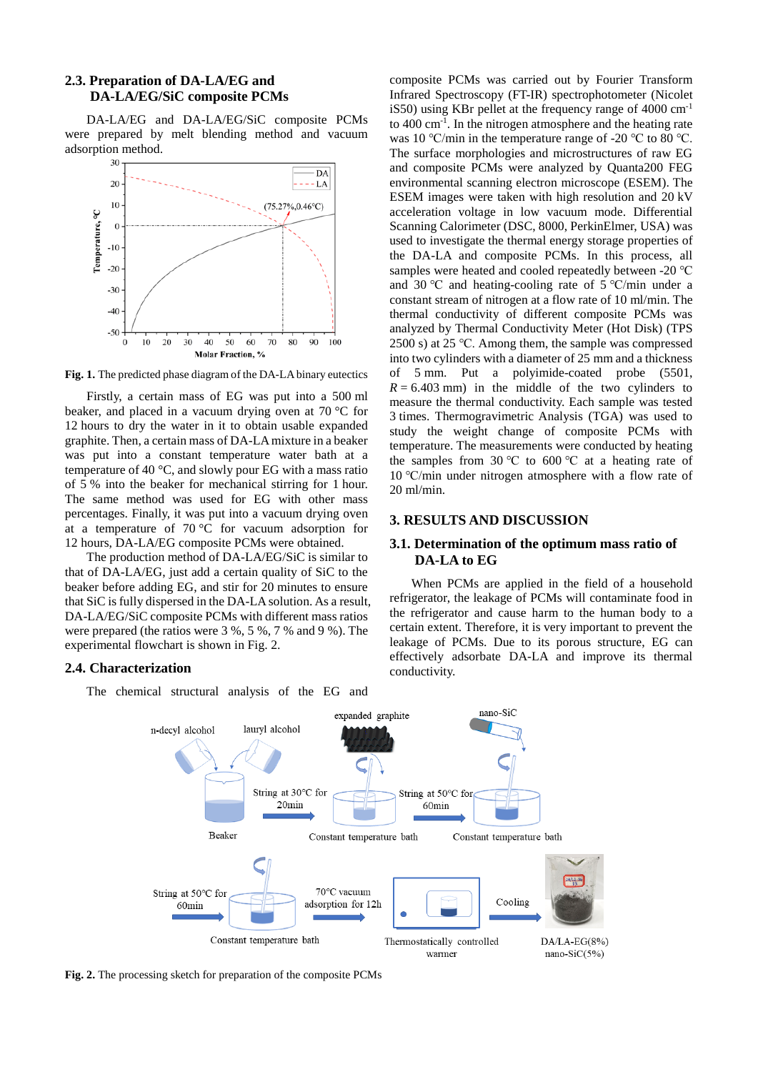### 2.3. Preparation of DA-LA/EG and DA-LA/EG/SiC composite PCMs

DA-LA/EG and DA-LA/EG/SiC composite PCMs were prepared by melt blending method and vacuum adsorption method.

**Fig. 1.** The predicted phase diagram of the DA-LA binary eutectics

Firstly, a certain mass of EG was put into a 500 ml beaker, and placed in a vacuum drying oven at 70 °C for 12 hours to dry the water in it to obtain usable expanded graphite. Then, a certain mass of DA-LA mixture in a beaker was put into a constant temperature water bath at a temperature of 40 °C, and slowly pour EG with a mass ratio of 5 % into the beaker for mechanical stirring for 1 hour. The same method was used for EG with other mass percentages. Finally, it was put into a vacuum drying oven at a temperature of 70 °C for vacuum adsorption for 12 hours, DA-LA/EG composite PCMs were obtained.

The production method of DA-LA/EG/SiC is similar to that of DA-LA/EG, just add a certain quality of SiC to the beaker before adding EG, and stir for 20 minutes to ensure that SiC is fully dispersed in the DA-LA solution. As a result, DA-LA/EG/SiC composite PCMs with different mass ratios were prepared (the ratios were 3 %, 5 %, 7 % and 9 %). The experimental flowchart is shown in Fig. 2.

### 2.4. Characterization

The chemical structural analysis of the EG and composite PCMs was carried out by Fourier Transform Infrared Spectroscopy (FT-IR) spectrophotometer (Nicolet iS50) using KBr pellet at the frequency range of 4000 $cm^{-1}$ to 400 $cm^{-1}$. In the nitrogen atmosphere and the heating rate was 10 °C/min in the temperature range of -20 °C to 80 °C. The surface morphologies and microstructures of raw EG and composite PCMs were analyzed by Quanta200 FEG environmental scanning electron microscope (ESEM). The ESEM images were taken with high resolution and 20 kV acceleration voltage in low vacuum mode. Differential Scanning Calorimeter (DSC, 8000, PerkinElmer, USA) was used to investigate the thermal energy storage properties of the DA-LA and composite PCMs. In this process, all samples were heated and cooled repeatedly between -20 °C and 30 °C and heating-cooling rate of 5 °C/min under a constant stream of nitrogen at a flow rate of 10 ml/min. The thermal conductivity of different composite PCMs was analyzed by Thermal Conductivity Meter (Hot Disk) (TPS 2500 s) at 25 °C. Among them, the sample was compressed into two cylinders with a diameter of 25 mm and a thickness of 5 mm. Put a polyimide-coated probe (5501, $R = 6.403$ mm) in the middle of the two cylinders to measure the thermal conductivity. Each sample was tested 3 times. Thermogravimetric Analysis (TGA) was used to study the weight change of composite PCMs with temperature. The measurements were conducted by heating the samples from 30 °C to 600 °C at a heating rate of 10 °C/min under nitrogen atmosphere with a flow rate of 20 ml/min.

## 3. RESULTS AND DISCUSSION

### 3.1. Determination of the optimum mass ratio of DA-LA to EG

When PCMs are applied in the field of a household refrigerator, the leakage of PCMs will contaminate food in the refrigerator and cause harm to the human body to a certain extent. Therefore, it is very important to prevent the leakage of PCMs. Due to its porous structure, EG can effectively adsorbate DA-LA and improve its thermal conductivity.

**Fig. 2.** The processing sketch for preparation of the composite PCMs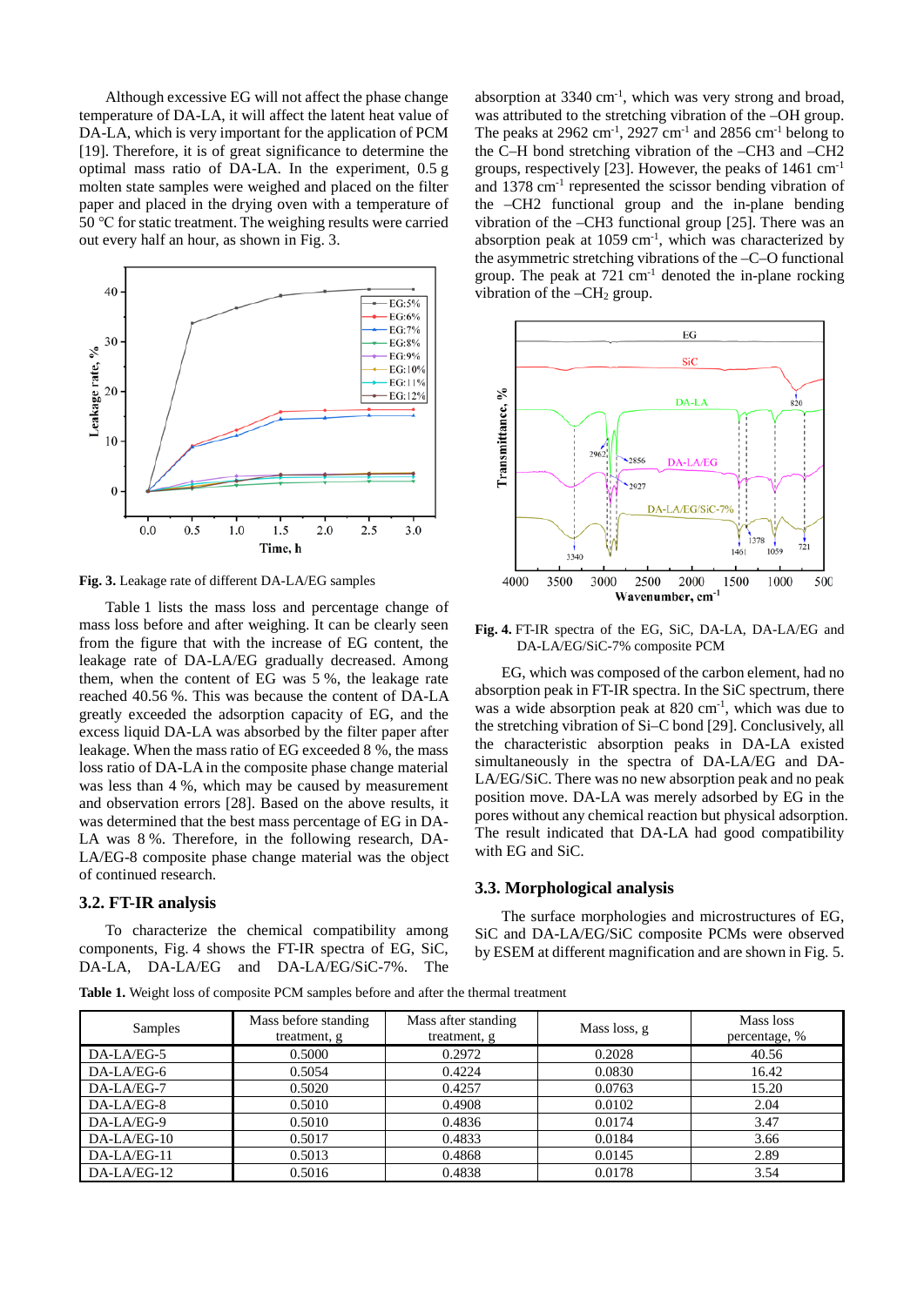Although excessive EG will not affect the phase change temperature of DA-LA, it will affect the latent heat value of DA-LA, which is very important for the application of PCM [19]. Therefore, it is of great significance to determine the optimal mass ratio of DA-LA. In the experiment, 0.5 g molten state samples were weighed and placed on the filter paper and placed in the drying oven with a temperature of 50 °C for static treatment. The weighing results were carried out every half an hour, as shown in Fig. 3.

**Fig. 3.** Leakage rate of different DA-LA/EG samples

Table 1 lists the mass loss and percentage change of mass loss before and after weighing. It can be clearly seen from the figure that with the increase of EG content, the leakage rate of DA-LA/EG gradually decreased. Among them, when the content of EG was 5 %, the leakage rate reached 40.56 %. This was because the content of DA-LA greatly exceeded the adsorption capacity of EG, and the excess liquid DA-LA was absorbed by the filter paper after leakage. When the mass ratio of EG exceeded 8 %, the mass loss ratio of DA-LA in the composite phase change material was less than 4 %, which may be caused by measurement and observation errors [28]. Based on the above results, it was determined that the best mass percentage of EG in DA-LA was 8 %. Therefore, in the following research, DA-LA/EG-8 composite phase change material was the object of continued research.

## 3.2. FT-IR analysis

To characterize the chemical compatibility among components, Fig. 4 shows the FT-IR spectra of EG, SiC, DA-LA, DA-LA/EG and DA-LA/EG/SiC-7%. The absorption at 3340 $cm^{-1}$, which was very strong and broad, was attributed to the stretching vibration of the –OH group. The peaks at 2962 $cm^{-1}$, 2927 $cm^{-1}$ and 2856 $cm^{-1}$ belong to the C–H bond stretching vibration of the –CH3 and –CH2 groups, respectively [23]. However, the peaks of 1461 $cm^{-1}$ and 1378 $cm^{-1}$ represented the scissor bending vibration of the –CH2 functional group and the in-plane bending vibration of the –CH3 functional group [25]. There was an absorption peak at 1059 $cm^{-1}$, which was characterized by the asymmetric stretching vibrations of the –C–O functional group. The peak at 721 $cm^{-1}$ denoted the in-plane rocking vibration of the –$CH_2$ group.

**Fig. 4.** FT-IR spectra of the EG, SiC, DA-LA, DA-LA/EG and DA-LA/EG/SiC-7% composite PCM

EG, which was composed of the carbon element, had no absorption peak in FT-IR spectra. In the SiC spectrum, there was a wide absorption peak at 820 $cm^{-1}$, which was due to the stretching vibration of Si–C bond [29]. Conclusively, all the characteristic absorption peaks in DA-LA existed simultaneously in the spectra of DA-LA/EG and DA-LA/EG/SiC. There was no new absorption peak and no peak position move. DA-LA was merely adsorbed by EG in the pores without any chemical reaction but physical adsorption. The result indicated that DA-LA had good compatibility with EG and SiC.

## 3.3. Morphological analysis

The surface morphologies and microstructures of EG, SiC and DA-LA/EG/SiC composite PCMs were observed by ESEM at different magnification and are shown in Fig. 5.

**Table 1.** Weight loss of composite PCM samples before and after the thermal treatment

| Samples | Mass before standing treatment, g | Mass after standing treatment, g | Mass loss, g | Mass loss percentage, % |
|---|---|---|---|---|
| DA-LA/EG-5 | 0.5000 | 0.2972 | 0.2028 | 40.56 |
| DA-LA/EG-6 | 0.5054 | 0.4224 | 0.0830 | 16.42 |
| DA-LA/EG-7 | 0.5020 | 0.4257 | 0.0763 | 15.20 |
| DA-LA/EG-8 | 0.5010 | 0.4908 | 0.0102 | 2.04 |
| DA-LA/EG-9 | 0.5010 | 0.4836 | 0.0174 | 3.47 |
| DA-LA/EG-10 | 0.5017 | 0.4833 | 0.0184 | 3.66 |
| DA-LA/EG-11 | 0.5013 | 0.4868 | 0.0145 | 2.89 |
| DA-LA/EG-12 | 0.5016 | 0.4838 | 0.0178 | 3.54 |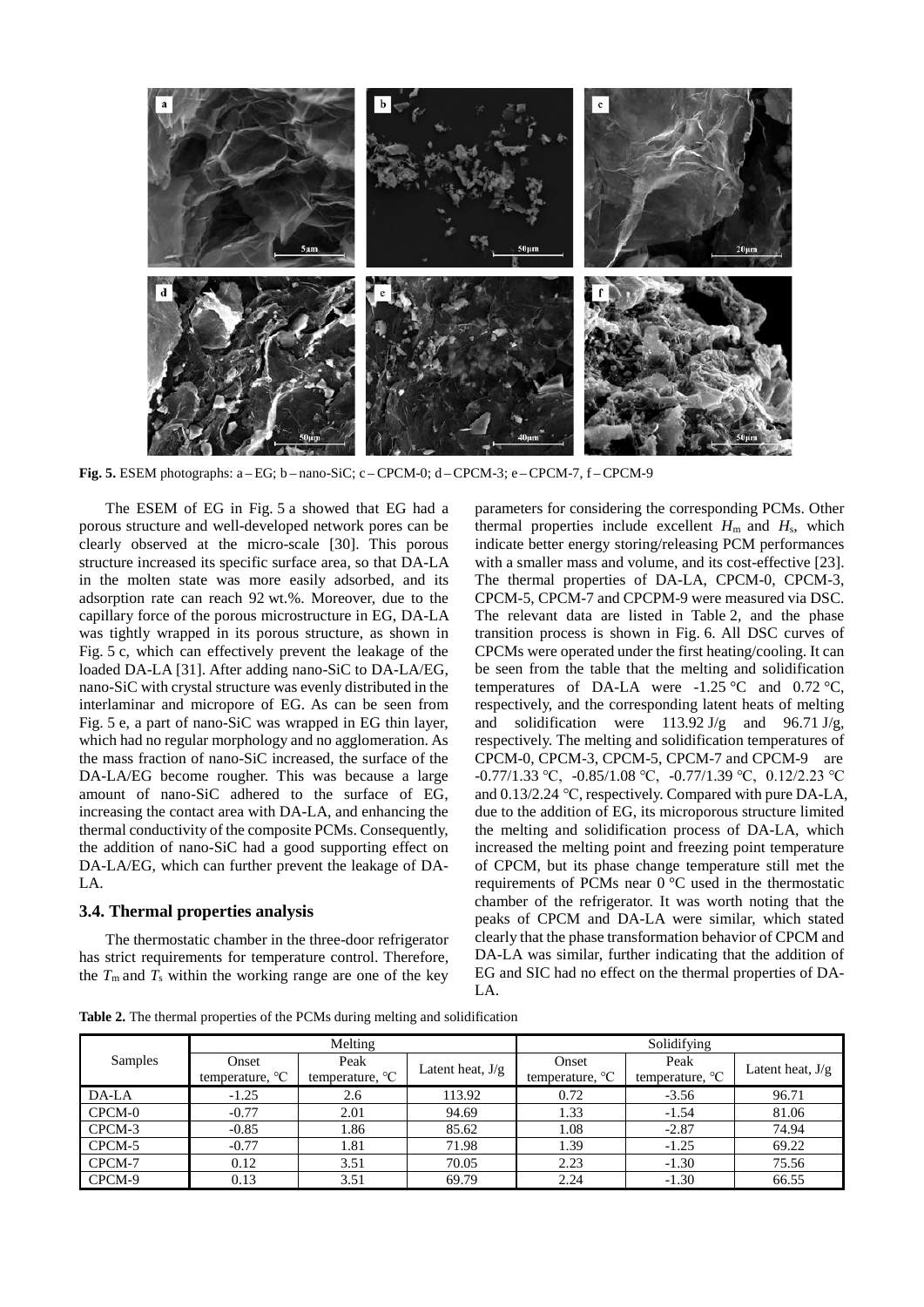**Fig. 5.** ESEM photographs: a – EG; b – nano-SiC; c – CPCM-0; d – CPCM-3; e – CPCM-7, f – CPCM-9

The ESEM of EG in Fig. 5 a showed that EG had a porous structure and well-developed network pores can be clearly observed at the micro-scale [30]. This porous structure increased its specific surface area, so that DA-LA in the molten state was more easily adsorbed, and its adsorption rate can reach 92 wt.%. Moreover, due to the capillary force of the porous microstructure in EG, DA-LA was tightly wrapped in its porous structure, as shown in Fig. 5 c, which can effectively prevent the leakage of the loaded DA-LA [31]. After adding nano-SiC to DA-LA/EG, nano-SiC with crystal structure was evenly distributed in the interlaminar and micropore of EG. As can be seen from Fig. 5 e, a part of nano-SiC was wrapped in EG thin layer, which had no regular morphology and no agglomeration. As the mass fraction of nano-SiC increased, the surface of the DA-LA/EG become rougher. This was because a large amount of nano-SiC adhered to the surface of EG, increasing the contact area with DA-LA, and enhancing the thermal conductivity of the composite PCMs. Consequently, the addition of nano-SiC had a good supporting effect on DA-LA/EG, which can further prevent the leakage of DA-LA.

### 3.4. Thermal properties analysis

The thermostatic chamber in the three-door refrigerator has strict requirements for temperature control. Therefore, the $T_m$ and $T_s$ within the working range are one of the key parameters for considering the corresponding PCMs. Other thermal properties include excellent $H_m$ and $H_s$, which indicate better energy storing/releasing PCM performances with a smaller mass and volume, and its cost-effective [23]. The thermal properties of DA-LA, CPCM-0, CPCM-3, CPCM-5, CPCM-7 and CPCPM-9 were measured via DSC. The relevant data are listed in Table 2, and the phase transition process is shown in Fig. 6. All DSC curves of CPCMs were operated under the first heating/cooling. It can be seen from the table that the melting and solidification temperatures of DA-LA were -1.25 °C and 0.72 °C, respectively, and the corresponding latent heats of melting and solidification were 113.92 J/g and 96.71 J/g, respectively. The melting and solidification temperatures of CPCM-0, CPCM-3, CPCM-5, CPCM-7 and CPCM-9 are -0.77/1.33 ℃, -0.85/1.08 ℃, -0.77/1.39 ℃, 0.12/2.23 ℃ and 0.13/2.24 ℃, respectively. Compared with pure DA-LA, due to the addition of EG, its microporous structure limited the melting and solidification process of DA-LA, which increased the melting point and freezing point temperature of CPCM, but its phase change temperature still met the requirements of PCMs near 0 °C used in the thermostatic chamber of the refrigerator. It was worth noting that the peaks of CPCM and DA-LA were similar, which stated clearly that the phase transformation behavior of CPCM and DA-LA was similar, further indicating that the addition of EG and SIC had no effect on the thermal properties of DA-LA.

**Table 2.** The thermal properties of the PCMs during melting and solidification

| Samples | Melting | | | Solidifying | | |
|---|---|---|---|---|---|---|
| | Onset temperature, ℃ | Peak temperature, ℃ | Latent heat, J/g | Onset temperature, ℃ | Peak temperature, ℃ | Latent heat, J/g |
| DA-LA | -1.25 | 2.6 | 113.92 | 0.72 | -3.56 | 96.71 |
| CPCM-0 | -0.77 | 2.01 | 94.69 | 1.33 | -1.54 | 81.06 |
| CPCM-3 | -0.85 | 1.86 | 85.62 | 1.08 | -2.87 | 74.94 |
| CPCM-5 | -0.77 | 1.81 | 71.98 | 1.39 | -1.25 | 69.22 |
| CPCM-7 | 0.12 | 3.51 | 70.05 | 2.23 | -1.30 | 75.56 |
| CPCM-9 | 0.13 | 3.51 | 69.79 | 2.24 | -1.30 | 66.55 |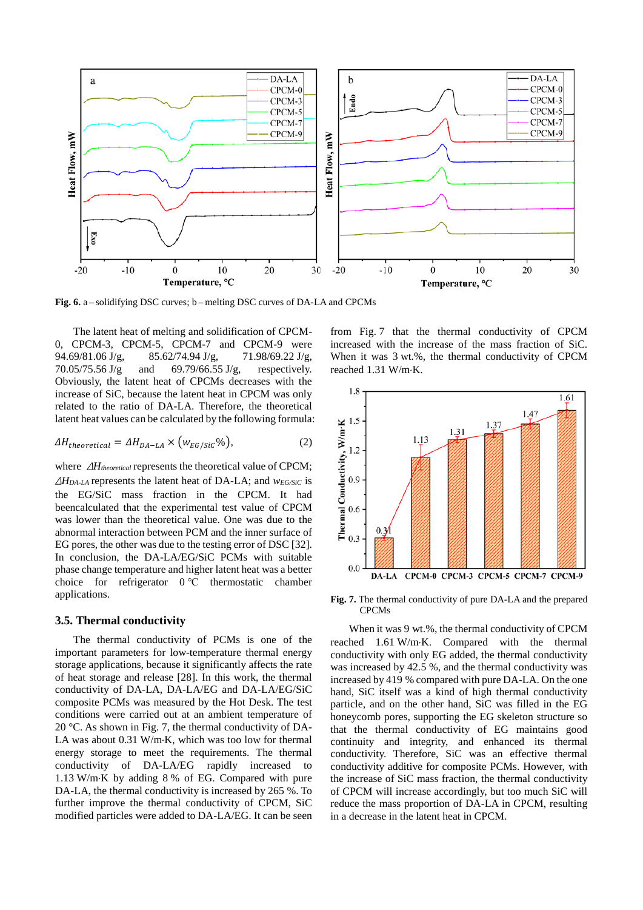**Fig. 6.** a – solidifying DSC curves; b – melting DSC curves of DA-LA and CPCMs

The latent heat of melting and solidification of CPCM-0, CPCM-3, CPCM-5, CPCM-7 and CPCM-9 were 94.69/81.06 J/g, 85.62/74.94 J/g, 71.98/69.22 J/g, 70.05/75.56 J/g and 69.79/66.55 J/g, respectively. Obviously, the latent heat of CPCMs decreases with the increase of SiC, because the latent heat in CPCM was only related to the ratio of DA-LA. Therefore, the theoretical latent heat values can be calculated by the following formula:

$$\Delta H_{theoretical} = \Delta H_{DA-LA} \times (w_{EG/SiC}\%), \quad (2)$$

where $\Delta H_{theoretical}$ represents the theoretical value of CPCM; $\Delta H_{DA-LA}$ represents the latent heat of DA-LA; and $w_{EG/SiC}$ is the EG/SiC mass fraction in the CPCM. It had beencalculated that the experimental test value of CPCM was lower than the theoretical value. One was due to the abnormal interaction between PCM and the inner surface of EG pores, the other was due to the testing error of DSC [32]. In conclusion, the DA-LA/EG/SiC PCMs with suitable phase change temperature and higher latent heat was a better choice for refrigerator 0 °C thermostatic chamber applications.

### 3.5. Thermal conductivity

The thermal conductivity of PCMs is one of the important parameters for low-temperature thermal energy storage applications, because it significantly affects the rate of heat storage and release [28]. In this work, the thermal conductivity of DA-LA, DA-LA/EG and DA-LA/EG/SiC composite PCMs was measured by the Hot Desk. The test conditions were carried out at an ambient temperature of 20 °C. As shown in Fig. 7, the thermal conductivity of DA-LA was about 0.31 W/m·K, which was too low for thermal energy storage to meet the requirements. The thermal conductivity of DA-LA/EG rapidly increased to 1.13 W/m·K by adding 8 % of EG. Compared with pure DA-LA, the thermal conductivity is increased by 265 %. To further improve the thermal conductivity of CPCM, SiC modified particles were added to DA-LA/EG. It can be seen from Fig. 7 that the thermal conductivity of CPCM increased with the increase of the mass fraction of SiC. When it was 3 wt.%, the thermal conductivity of CPCM reached 1.31 W/m·K.

**Fig. 7.** The thermal conductivity of pure DA-LA and the prepared CPCMs

When it was 9 wt.%, the thermal conductivity of CPCM reached 1.61 W/m·K. Compared with the thermal conductivity with only EG added, the thermal conductivity was increased by 42.5 %, and the thermal conductivity was increased by 419 % compared with pure DA-LA. On the one hand, SiC itself was a kind of high thermal conductivity particle, and on the other hand, SiC was filled in the EG honeycomb pores, supporting the EG skeleton structure so that the thermal conductivity of EG maintains good continuity and integrity, and enhanced its thermal conductivity. Therefore, SiC was an effective thermal conductivity additive for composite PCMs. However, with the increase of SiC mass fraction, the thermal conductivity of CPCM will increase accordingly, but too much SiC will reduce the mass proportion of DA-LA in CPCM, resulting in a decrease in the latent heat in CPCM.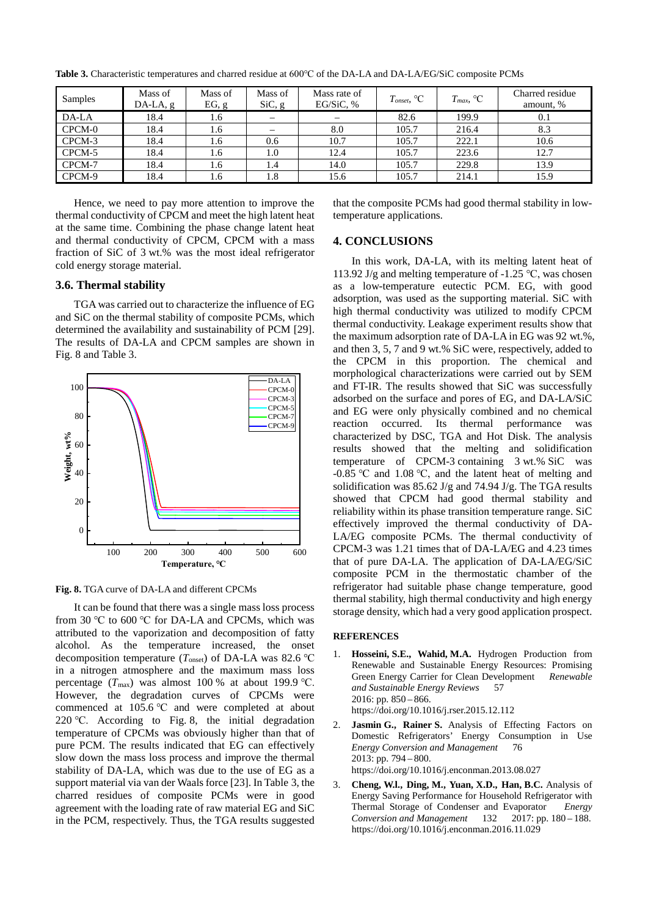**Table 3.** Characteristic temperatures and charred residue at 600°C of the DA-LA and DA-LA/EG/SiC composite PCMs

| Samples | Mass of DA-LA, g | Mass of EG, g | Mass of SiC, g | Mass rate of EG/SiC, % | $T_{onset}$, °C | $T_{max}$, °C | Charred residue amount, % |
|---|---|---|---|---|---|---|---|
| DA-LA | 18.4 | 1.6 | – | – | 82.6 | 199.9 | 0.1 |
| CPCM-0 | 18.4 | 1.6 | – | 8.0 | 105.7 | 216.4 | 8.3 |
| CPCM-3 | 18.4 | 1.6 | 0.6 | 10.7 | 105.7 | 222.1 | 10.6 |
| CPCM-5 | 18.4 | 1.6 | 1.0 | 12.4 | 105.7 | 223.6 | 12.7 |
| CPCM-7 | 18.4 | 1.6 | 1.4 | 14.0 | 105.7 | 229.8 | 13.9 |
| CPCM-9 | 18.4 | 1.6 | 1.8 | 15.6 | 105.7 | 214.1 | 15.9 |

Hence, we need to pay more attention to improve the thermal conductivity of CPCM and meet the high latent heat at the same time. Combining the phase change latent heat and thermal conductivity of CPCM, CPCM with a mass fraction of SiC of 3 wt.% was the most ideal refrigerator cold energy storage material.

### 3.6. Thermal stability

TGA was carried out to characterize the influence of EG and SiC on the thermal stability of composite PCMs, which determined the availability and sustainability of PCM [29]. The results of DA-LA and CPCM samples are shown in Fig. 8 and Table 3.

**Fig. 8.** TGA curve of DA-LA and different CPCMs

It can be found that there was a single mass loss process from 30 °C to 600 °C for DA-LA and CPCMs, which was attributed to the vaporization and decomposition of fatty alcohol. As the temperature increased, the onset decomposition temperature ($T_{onset}$) of DA-LA was 82.6 °C in a nitrogen atmosphere and the maximum mass loss percentage ($T_{max}$) was almost 100 % at about 199.9 °C. However, the degradation curves of CPCMs were commenced at 105.6 °C and were completed at about 220 °C. According to Fig. 8, the initial degradation temperature of CPCMs was obviously higher than that of pure PCM. The results indicated that EG can effectively slow down the mass loss process and improve the thermal stability of DA-LA, which was due to the use of EG as a support material via van der Waals force [23]. In Table 3, the charred residues of composite PCMs were in good agreement with the loading rate of raw material EG and SiC in the PCM, respectively. Thus, the TGA results suggested that the composite PCMs had good thermal stability in low-temperature applications.

## 4. CONCLUSIONS

In this work, DA-LA, with its melting latent heat of 113.92 J/g and melting temperature of -1.25 °C, was chosen as a low-temperature eutectic PCM. EG, with good adsorption, was used as the supporting material. SiC with high thermal conductivity was utilized to modify CPCM thermal conductivity. Leakage experiment results show that the maximum adsorption rate of DA-LA in EG was 92 wt.%, and then 3, 5, 7 and 9 wt.% SiC were, respectively, added to the CPCM in this proportion. The chemical and morphological characterizations were carried out by SEM and FT-IR. The results showed that SiC was successfully adsorbed on the surface and pores of EG, and DA-LA/SiC and EG were only physically combined and no chemical reaction occurred. Its thermal performance was characterized by DSC, TGA and Hot Disk. The analysis results showed that the melting and solidification temperature of CPCM-3 containing 3 wt.% SiC was -0.85 °C and 1.08 °C, and the latent heat of melting and solidification was 85.62 J/g and 74.94 J/g. The TGA results showed that CPCM had good thermal stability and reliability within its phase transition temperature range. SiC effectively improved the thermal conductivity of DA-LA/EG composite PCMs. The thermal conductivity of CPCM-3 was 1.21 times that of DA-LA/EG and 4.23 times that of pure DA-LA. The application of DA-LA/EG/SiC composite PCM in the thermostatic chamber of the refrigerator had suitable phase change temperature, good thermal stability, high thermal conductivity and high energy storage density, which had a very good application prospect.

## REFERENCES

1. **Hosseini, S.E., Wahid, M.A.** Hydrogen Production from Renewable and Sustainable Energy Resources: Promising Green Energy Carrier for Clean Development *Renewable and Sustainable Energy Reviews* 57 2016: pp. 850 – 866. https://doi.org/10.1016/j.rser.2015.12.112
2. **Jasmin G., Rainer S.** Analysis of Effecting Factors on Domestic Refrigerators' Energy Consumption in Use *Energy Conversion and Management* 76 2013: pp. 794 – 800. https://doi.org/10.1016/j.enconman.2013.08.027
3. **Cheng, W.l., Ding, M., Yuan, X.D., Han, B.C.** Analysis of Energy Saving Performance for Household Refrigerator with Thermal Storage of Condenser and Evaporator *Energy Conversion and Management* 132 2017: pp. 180 – 188. https://doi.org/10.1016/j.enconman.2016.11.029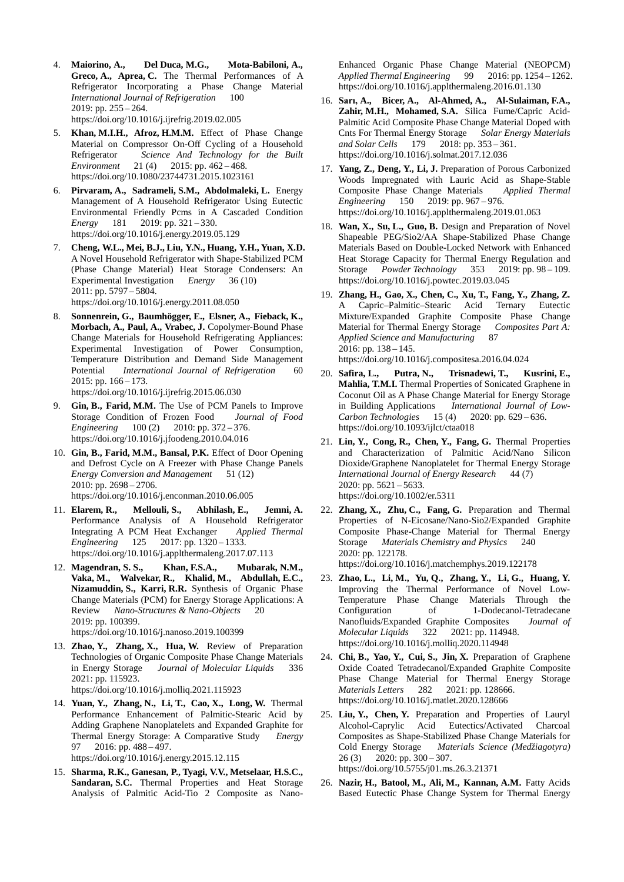4. **Maiorino, A., Del Duca, M.G., Mota-Babiloni, A., Greco, A., Aprea, C.** The Thermal Performances of A Refrigerator Incorporating a Phase Change Material *International Journal of Refrigeration* 100 2019: pp. 255 – 264. https://doi.org/10.1016/j.ijrefrig.2019.02.005
5. **Khan, M.I.H., Afroz, H.M.M.** Effect of Phase Change Material on Compressor On-Off Cycling of a Household Refrigerator *Science And Technology for the Built Environment* 21 (4) 2015: pp. 462 – 468. https://doi.org/10.1080/23744731.2015.1023161
6. **Pirvaram, A., Sadrameli, S.M., Abdolmaleki, L.** Energy Management of A Household Refrigerator Using Eutectic Environmental Friendly Pcms in A Cascaded Condition *Energy* 181 2019: pp. 321 – 330. https://doi.org/10.1016/j.energy.2019.05.129
7. **Cheng, W.L., Mei, B.J., Liu, Y.N., Huang, Y.H., Yuan, X.D.** A Novel Household Refrigerator with Shape-Stabilized PCM (Phase Change Material) Heat Storage Condensers: An Experimental Investigation *Energy* 36 (10) 2011: pp. 5797 – 5804. https://doi.org/10.1016/j.energy.2011.08.050
8. **Sonnenrein, G., Baumhögger, E., Elsner, A., Fieback, K., Morbach, A., Paul, A., Vrabec, J.** Copolymer-Bound Phase Change Materials for Household Refrigerating Appliances: Experimental Investigation of Power Consumption, Temperature Distribution and Demand Side Management Potential *International Journal of Refrigeration* 60 2015: pp. 166 – 173. https://doi.org/10.1016/j.ijrefrig.2015.06.030
9. **Gin, B., Farid, M.M.** The Use of PCM Panels to Improve Storage Condition of Frozen Food *Journal of Food Engineering* 100 (2) 2010: pp. 372 – 376. https://doi.org/10.1016/j.jfoodeng.2010.04.016
10. **Gin, B., Farid, M.M., Bansal, P.K.** Effect of Door Opening and Defrost Cycle on A Freezer with Phase Change Panels *Energy Conversion and Management* 51 (12) 2010: pp. 2698 – 2706. https://doi.org/10.1016/j.enconman.2010.06.005
11. **Elarem, R., Mellouli, S., Abhilash, E., Jemni, A.** Performance Analysis of A Household Refrigerator Integrating A PCM Heat Exchanger *Applied Thermal Engineering* 125 2017: pp. 1320 – 1333. https://doi.org/10.1016/j.applthermaleng.2017.07.113
12. **Magendran, S. S., Khan, F.S.A., Mubarak, N.M., Vaka, M., Walvekar, R., Khalid, M., Abdullah, E.C., Nizamuddin, S., Karri, R.R.** Synthesis of Organic Phase Change Materials (PCM) for Energy Storage Applications: A Review *Nano-Structures & Nano-Objects* 20 2019: pp. 100399. https://doi.org/10.1016/j.nanoso.2019.100399
13. **Zhao, Y., Zhang, X., Hua, W.** Review of Preparation Technologies of Organic Composite Phase Change Materials in Energy Storage *Journal of Molecular Liquids* 336 2021: pp. 115923. https://doi.org/10.1016/j.molliq.2021.115923
14. **Yuan, Y., Zhang, N., Li, T., Cao, X., Long, W.** Thermal Performance Enhancement of Palmitic-Stearic Acid by Adding Graphene Nanoplatelets and Expanded Graphite for Thermal Energy Storage: A Comparative Study *Energy* 97 2016: pp. 488 – 497. https://doi.org/10.1016/j.energy.2015.12.115
15. **Sharma, R.K., Ganesan, P., Tyagi, V.V., Metselaar, H.S.C., Sandaran, S.C.** Thermal Properties and Heat Storage Analysis of Palmitic Acid-Tio 2 Composite as Nano-Enhanced Organic Phase Change Material (NEOPCM) *Applied Thermal Engineering* 99 2016: pp. 1254 – 1262. https://doi.org/10.1016/j.applthermaleng.2016.01.130
16. **Sarı, A., Bicer, A., Al-Ahmed, A., Al-Sulaiman, F.A., Zahir, M.H., Mohamed, S.A.** Silica Fume/Capric Acid-Palmitic Acid Composite Phase Change Material Doped with Cnts For Thermal Energy Storage *Solar Energy Materials and Solar Cells* 179 2018: pp. 353 – 361. https://doi.org/10.1016/j.solmat.2017.12.036
17. **Yang, Z., Deng, Y., Li, J.** Preparation of Porous Carbonized Woods Impregnated with Lauric Acid as Shape-Stable Composite Phase Change Materials *Applied Thermal Engineering* 150 2019: pp. 967 – 976. https://doi.org/10.1016/j.applthermaleng.2019.01.063
18. **Wan, X., Su, L., Guo, B.** Design and Preparation of Novel Shapeable PEG/Sio2/AA Shape-Stabilized Phase Change Materials Based on Double-Locked Network with Enhanced Heat Storage Capacity for Thermal Energy Regulation and Storage *Powder Technology* 353 2019: pp. 98 – 109. https://doi.org/10.1016/j.powtec.2019.03.045
19. **Zhang, H., Gao, X., Chen, C., Xu, T., Fang, Y., Zhang, Z.** A Capric–Palmitic–Stearic Acid Ternary Eutectic Mixture/Expanded Graphite Composite Phase Change Material for Thermal Energy Storage *Composites Part A: Applied Science and Manufacturing* 87 2016: pp. 138 – 145. https://doi.org/10.1016/j.compositesa.2016.04.024
20. **Safira, L., Putra, N., Trisnadewi, T., Kusrini, E., Mahlia, T.M.I.** Thermal Properties of Sonicated Graphene in Coconut Oil as A Phase Change Material for Energy Storage in Building Applications *International Journal of Low-Carbon Technologies* 15 (4) 2020: pp. 629 – 636. https://doi.org/10.1093/ijlct/ctaa018
21. **Lin, Y., Cong, R., Chen, Y., Fang, G.** Thermal Properties and Characterization of Palmitic Acid/Nano Silicon Dioxide/Graphene Nanoplatelet for Thermal Energy Storage *International Journal of Energy Research* 44 (7) 2020: pp. 5621 – 5633. https://doi.org/10.1002/er.5311
22. **Zhang, X., Zhu, C., Fang, G.** Preparation and Thermal Properties of N-Eicosane/Nano-Sio2/Expanded Graphite Composite Phase-Change Material for Thermal Energy Storage *Materials Chemistry and Physics* 240 2020: pp. 122178. https://doi.org/10.1016/j.matchemphys.2019.122178
23. **Zhao, L., Li, M., Yu, Q., Zhang, Y., Li, G., Huang, Y.** Improving the Thermal Performance of Novel Low-Temperature Phase Change Materials Through the Configuration of 1-Dodecanol-Tetradecane Nanofluids/Expanded Graphite Composites *Journal of Molecular Liquids* 322 2021: pp. 114948. https://doi.org/10.1016/j.molliq.2020.114948
24. **Chi, B., Yao, Y., Cui, S., Jin, X.** Preparation of Graphene Oxide Coated Tetradecanol/Expanded Graphite Composite Phase Change Material for Thermal Energy Storage *Materials Letters* 282 2021: pp. 128666. https://doi.org/10.1016/j.matlet.2020.128666
25. **Liu, Y., Chen, Y.** Preparation and Properties of Lauryl Alcohol-Caprylic Acid Eutectics/Activated Charcoal Composites as Shape-Stabilized Phase Change Materials for Cold Energy Storage *Materials Science (Medžiagotyra)* 26 (3) 2020: pp. 300 – 307. https://doi.org/10.5755/j01.ms.26.3.21371
26. **Nazir, H., Batool, M., Ali, M., Kannan, A.M.** Fatty Acids Based Eutectic Phase Change System for Thermal Energy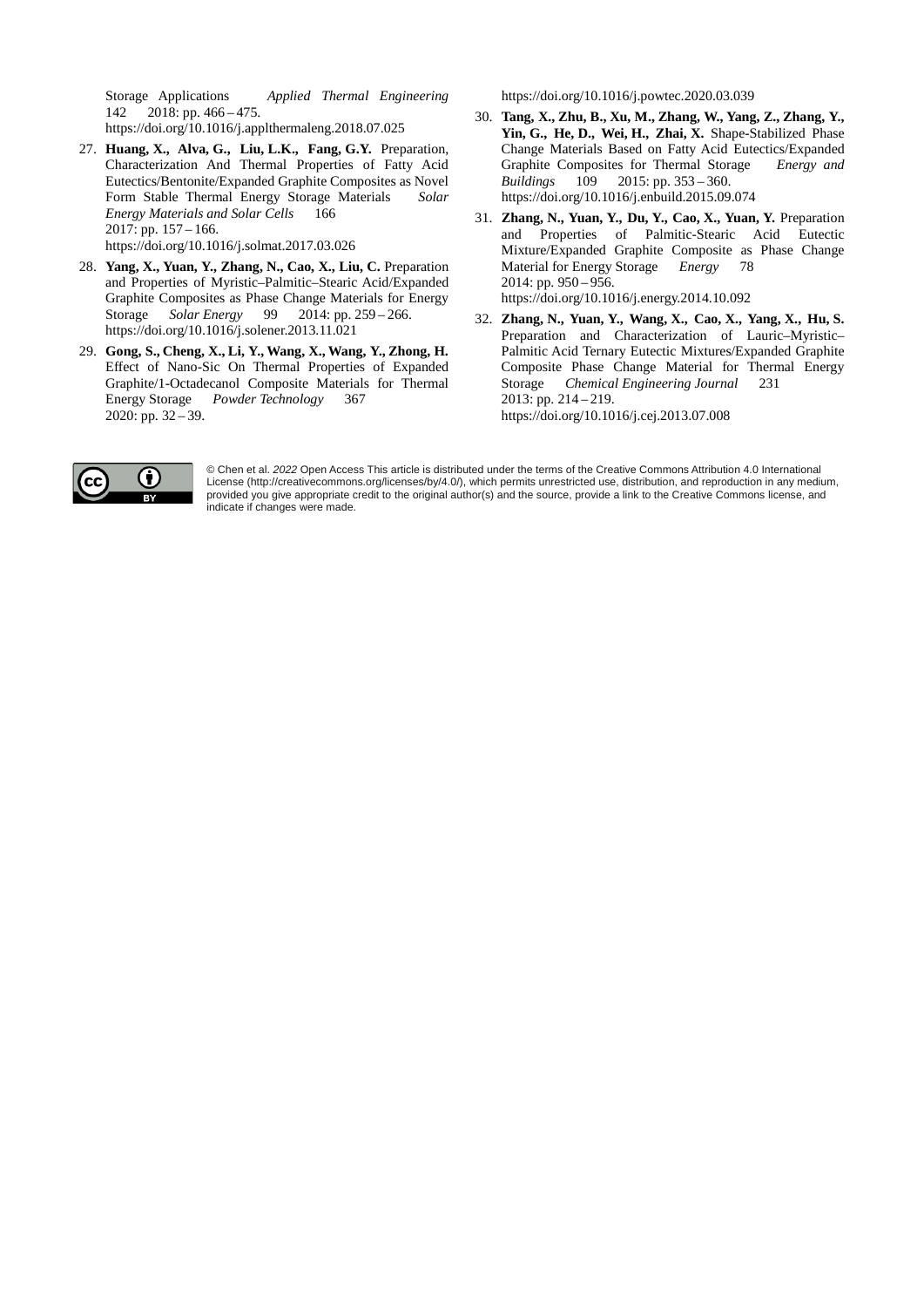Storage Applications *Applied Thermal Engineering* 142 2018: pp. 466 – 475. https://doi.org/10.1016/j.applthermaleng.2018.07.025

27. **Huang, X., Alva, G., Liu, L.K., Fang, G.Y.** Preparation, Characterization And Thermal Properties of Fatty Acid Eutectics/Bentonite/Expanded Graphite Composites as Novel Form Stable Thermal Energy Storage Materials *Solar Energy Materials and Solar Cells* 166 2017: pp. 157 – 166. https://doi.org/10.1016/j.solmat.2017.03.026
28. **Yang, X., Yuan, Y., Zhang, N., Cao, X., Liu, C.** Preparation and Properties of Myristic–Palmitic–Stearic Acid/Expanded Graphite Composites as Phase Change Materials for Energy Storage *Solar Energy* 99 2014: pp. 259 – 266. https://doi.org/10.1016/j.solener.2013.11.021
29. **Gong, S., Cheng, X., Li, Y., Wang, X., Wang, Y., Zhong, H.** Effect of Nano-Sic On Thermal Properties of Expanded Graphite/1-Octadecanol Composite Materials for Thermal Energy Storage *Powder Technology* 367 2020: pp. 32 – 39. https://doi.org/10.1016/j.powtec.2020.03.039
30. **Tang, X., Zhu, B., Xu, M., Zhang, W., Yang, Z., Zhang, Y., Yin, G., He, D., Wei, H., Zhai, X.** Shape-Stabilized Phase Change Materials Based on Fatty Acid Eutectics/Expanded Graphite Composites for Thermal Storage *Energy and Buildings* 109 2015: pp. 353 – 360. https://doi.org/10.1016/j.enbuild.2015.09.074
31. **Zhang, N., Yuan, Y., Du, Y., Cao, X., Yuan, Y.** Preparation and Properties of Palmitic-Stearic Acid Eutectic Mixture/Expanded Graphite Composite as Phase Change Material for Energy Storage *Energy* 78 2014: pp. 950 – 956. https://doi.org/10.1016/j.energy.2014.10.092
32. **Zhang, N., Yuan, Y., Wang, X., Cao, X., Yang, X., Hu, S.** Preparation and Characterization of Lauric–Myristic–Palmitic Acid Ternary Eutectic Mixtures/Expanded Graphite Composite Phase Change Material for Thermal Energy Storage *Chemical Engineering Journal* 231 2013: pp. 214 – 219. https://doi.org/10.1016/j.cej.2013.07.008

© Chen et al. *2022* Open Access This article is distributed under the terms of the Creative Commons Attribution 4.0 International License (http://creativecommons.org/licenses/by/4.0/), which permits unrestricted use, distribution, and reproduction in any medium, provided you give appropriate credit to the original author(s) and the source, provide a link to the Creative Commons license, and indicate if changes were made.